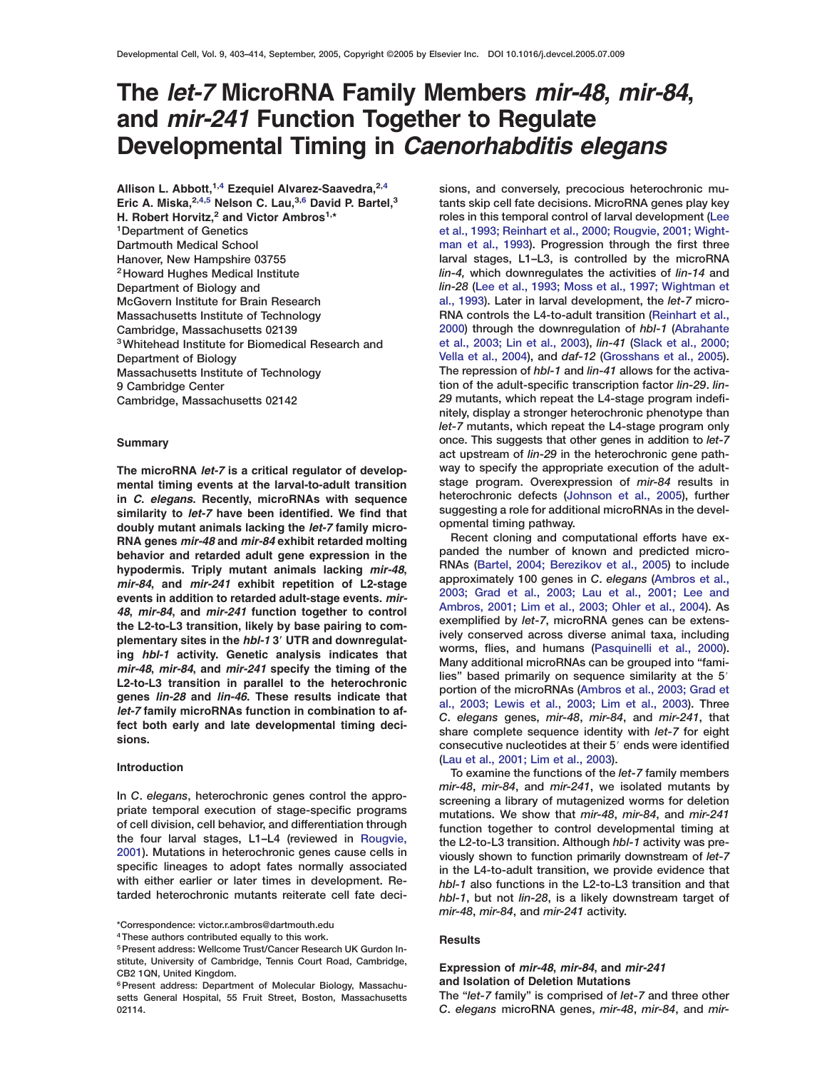# The *let-7* MicroRNA Family Members *mir-48*, *mir-84*, and *mir-241* Function Together to Regulate Developmental Timing in *Caenorhabditis elegans*

Allison L. Abbott,[1,4] Ezequiel Alvarez-Saavedra,[2,4] Eric A. Miska,[2,4,5] Nelson C. Lau,[3,6] David P. Bartel,[3] H. Robert Horvitz,[2] and Victor Ambros[1,*]

[1]Department of Genetics, Dartmouth Medical School, Hanover, New Hampshire 03755

[2]Howard Hughes Medical Institute, Department of Biology and McGovern Institute for Brain Research, Massachusetts Institute of Technology, Cambridge, Massachusetts 02139

[3]Whitehead Institute for Biomedical Research and Department of Biology, Massachusetts Institute of Technology, 9 Cambridge Center, Cambridge, Massachusetts 02142

## Summary

**The microRNA *let-7* is a critical regulator of developmental timing events at the larval-to-adult transition in *C. elegans*. Recently, microRNAs with sequence similarity to *let-7* have been identified. We find that doubly mutant animals lacking the *let-7* family microRNA genes *mir-48* and *mir-84* exhibit retarded molting behavior and retarded adult gene expression in the hypodermis. Triply mutant animals lacking *mir-48*, *mir-84*, and *mir-241* exhibit repetition of L2-stage events in addition to retarded adult-stage events. *mir-48*, *mir-84*, and *mir-241* function together to control the L2-to-L3 transition, likely by base pairing to complementary sites in the *hbl-1* 3′ UTR and downregulating *hbl-1* activity. Genetic analysis indicates that *mir-48*, *mir-84*, and *mir-241* specify the timing of the L2-to-L3 transition in parallel to the heterochronic genes *lin-28* and *lin-46*. These results indicate that *let-7* family microRNAs function in combination to affect both early and late developmental timing decisions.**

## Introduction

In *C. elegans*, heterochronic genes control the appropriate temporal execution of stage-specific programs of cell division, cell behavior, and differentiation through the four larval stages, L1–L4 (reviewed in Rougvie, 2001). Mutations in heterochronic genes cause cells in specific lineages to adopt fates normally associated with either earlier or later times in development. Retarded heterochronic mutants reiterate cell fate decisions, and conversely, precocious heterochronic mutants skip cell fate decisions. MicroRNA genes play key roles in this temporal control of larval development (Lee et al., 1993; Reinhart et al., 2000; Rougvie, 2001; Wightman et al., 1993). Progression through the first three larval stages, L1–L3, is controlled by the microRNA *lin-4,* which downregulates the activities of *lin-14* and *lin-28* (Lee et al., 1993; Moss et al., 1997; Wightman et al., 1993). Later in larval development, the *let-7* microRNA controls the L4-to-adult transition (Reinhart et al., 2000) through the downregulation of *hbl-1* (Abrahante et al., 2003; Lin et al., 2003), *lin-41* (Slack et al., 2000; Vella et al., 2004), and *daf-12* (Grosshans et al., 2005). The repression of *hbl-1* and *lin-41* allows for the activation of the adult-specific transcription factor *lin-29*. *lin-29* mutants, which repeat the L4-stage program indefinitely, display a stronger heterochronic phenotype than *let-7* mutants, which repeat the L4-stage program only once. This suggests that other genes in addition to *let-7* act upstream of *lin-29* in the heterochronic gene pathway to specify the appropriate execution of the adult-stage program. Overexpression of *mir-84* results in heterochronic defects (Johnson et al., 2005), further suggesting a role for additional microRNAs in the developmental timing pathway.

Recent cloning and computational efforts have expanded the number of known and predicted microRNAs (Bartel, 2004; Berezikov et al., 2005) to include approximately 100 genes in *C. elegans* (Ambros et al., 2003; Grad et al., 2003; Lau et al., 2001; Lee and Ambros, 2001; Lim et al., 2003; Ohler et al., 2004). As exemplified by *let-7*, microRNA genes can be extensively conserved across diverse animal taxa, including worms, flies, and humans (Pasquinelli et al., 2000). Many additional microRNAs can be grouped into "families" based primarily on sequence similarity at the 5′ portion of the microRNAs (Ambros et al., 2003; Grad et al., 2003; Lewis et al., 2003; Lim et al., 2003). Three *C. elegans* genes, *mir-48*, *mir-84*, and *mir-241*, that share complete sequence identity with *let-7* for eight consecutive nucleotides at their 5′ ends were identified (Lau et al., 2001; Lim et al., 2003).

To examine the functions of the *let-7* family members *mir-48*, *mir-84*, and *mir-241*, we isolated mutants by screening a library of mutagenized worms for deletion mutations. We show that *mir-48*, *mir-84*, and *mir-241* function together to control developmental timing at the L2-to-L3 transition. Although *hbl-1* activity was previously shown to function primarily downstream of *let-7* in the L4-to-adult transition, we provide evidence that *hbl-1* also functions in the L2-to-L3 transition and that *hbl-1*, but not *lin-28*, is a likely downstream target of *mir-48*, *mir-84*, and *mir-241* activity.

## Results

### Expression of *mir-48*, *mir-84*, and *mir-241* and Isolation of Deletion Mutations

The "*let-7* family" is comprised of *let-7* and three other *C. elegans* microRNA genes, *mir-48*, *mir-84*, and *mir-*

*Correspondence: victor.r.ambros@dartmouth.edu

[4]These authors contributed equally to this work.

[5]Present address: Wellcome Trust/Cancer Research UK Gurdon Institute, University of Cambridge, Tennis Court Road, Cambridge, CB2 1QN, United Kingdom.

[6]Present address: Department of Molecular Biology, Massachusetts General Hospital, 55 Fruit Street, Boston, Massachusetts 02114.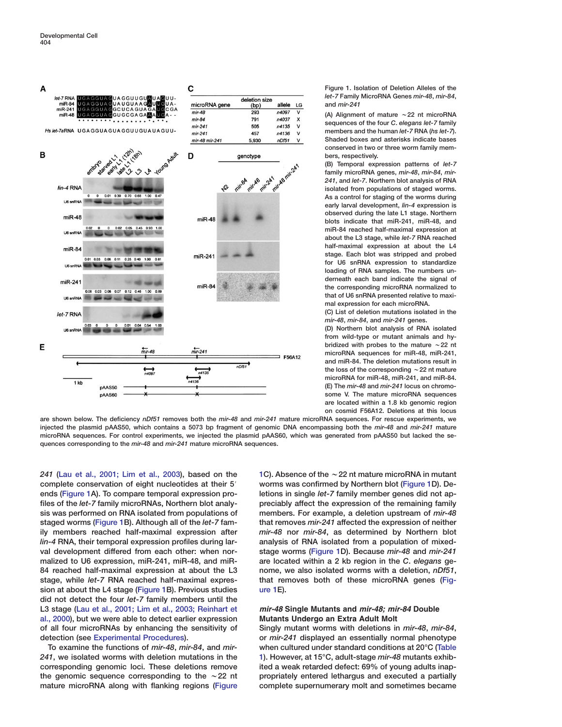Figure 1. Isolation of Deletion Alleles of the *let-7* Family MicroRNA Genes *mir-48*, *mir-84*, and *mir-241*

(A) Alignment of mature ~22 nt microRNA sequences of the four *C. elegans let-7* family members and the human *let-7* RNA (*hs let-7*). Shaded boxes and asterisks indicate bases conserved in two or three worm family members, respectively.

(B) Temporal expression patterns of *let-7* family microRNA genes, *mir-48*, *mir-84*, *mir-241*, and *let-7*. Northern blot analysis of RNA isolated from populations of staged worms. As a control for staging of the worms during early larval development, *lin-4* expression is observed during the late L1 stage. Northern blots indicate that miR-241, miR-48, and miR-84 reached half-maximal expression at about the L3 stage, while *let-7* RNA reached half-maximal expression at about the L4 stage. Each blot was stripped and probed for U6 snRNA expression to standardize loading of RNA samples. The numbers underneath each band indicate the signal of the corresponding microRNA normalized to that of U6 snRNA presented relative to maximal expression for each microRNA.

(C) List of deletion mutations isolated in the *mir-48*, *mir-84*, and *mir-241* genes.

| microRNA gene | deletion size (bp) | allele | LG |
|---|---|---|---|
| *mir-48* | 293 | *n4097* | V |
| *mir-84* | 791 | *n4037* | X |
| *mir-241* | 505 | *n4135* | V |
| *mir-241* | 457 | *n4136* | V |
| *mir-48 mir-241* | 5,930 | *nDf51* | V |

(D) Northern blot analysis of RNA isolated from wild-type or mutant animals and hybridized with probes to the mature ~22 nt microRNA sequences for miR-48, miR-241, and miR-84. The deletion mutations result in the loss of the corresponding ~22 nt mature microRNA for miR-48, miR-241, and miR-84.

(E) The *mir-48* and *mir-241* locus on chromosome V. The mature microRNA sequences are located within a 1.8 kb genomic region on cosmid F56A12. Deletions at this locus are shown below. The deficiency *nDf51* removes both the *mir-48* and *mir-241* mature microRNA sequences. For rescue experiments, we injected the plasmid pAAS50, which contains a 5073 bp fragment of genomic DNA encompassing both the *mir-48* and *mir-241* mature microRNA sequences. For control experiments, we injected the plasmid pAAS60, which was generated from pAAS50 but lacked the sequences corresponding to the *mir-48* and *mir-241* mature microRNA sequences.

*241* (Lau et al., 2001; Lim et al., 2003), based on the complete conservation of eight nucleotides at their 5′ ends (Figure 1A). To compare temporal expression profiles of the *let-7* family microRNAs, Northern blot analysis was performed on RNA isolated from populations of staged worms (Figure 1B). Although all of the *let-7* family members reached half-maximal expression after *lin-4* RNA, their temporal expression profiles during larval development differed from each other: when normalized to U6 expression, miR-241, miR-48, and miR-84 reached half-maximal expression at about the L3 stage, while *let-7* RNA reached half-maximal expression at about the L4 stage (Figure 1B). Previous studies did not detect the four *let-7* family members until the L3 stage (Lau et al., 2001; Lim et al., 2003; Reinhart et al., 2000), but we were able to detect earlier expression of all four microRNAs by enhancing the sensitivity of detection (see Experimental Procedures).

To examine the functions of *mir-48*, *mir-84*, and *mir-241*, we isolated worms with deletion mutations in the corresponding genomic loci. These deletions remove the genomic sequence corresponding to the ~22 nt mature microRNA along with flanking regions (Figure 1C). Absence of the ~22 nt mature microRNA in mutant worms was confirmed by Northern blot (Figure 1D). Deletions in single *let-7* family member genes did not appreciably affect the expression of the remaining family members. For example, a deletion upstream of *mir-48* that removes *mir-241* affected the expression of neither *mir-48* nor *mir-84*, as determined by Northern blot analysis of RNA isolated from a population of mixed-stage worms (Figure 1D). Because *mir-48* and *mir-241* are located within a 2 kb region in the *C. elegans* genome, we also isolated worms with a deletion, *nDf51*, that removes both of these microRNA genes (Figure 1E).

### *mir-48* Single Mutants and *mir-48; mir-84* Double Mutants Undergo an Extra Adult Molt

Singly mutant worms with deletions in *mir-48*, *mir-84*, or *mir-241* displayed an essentially normal phenotype when cultured under standard conditions at 20°C (Table 1). However, at 15°C, adult-stage *mir-48* mutants exhibited a weak retarded defect: 69% of young adults inappropriately entered lethargus and executed a partially complete supernumerary molt and sometimes became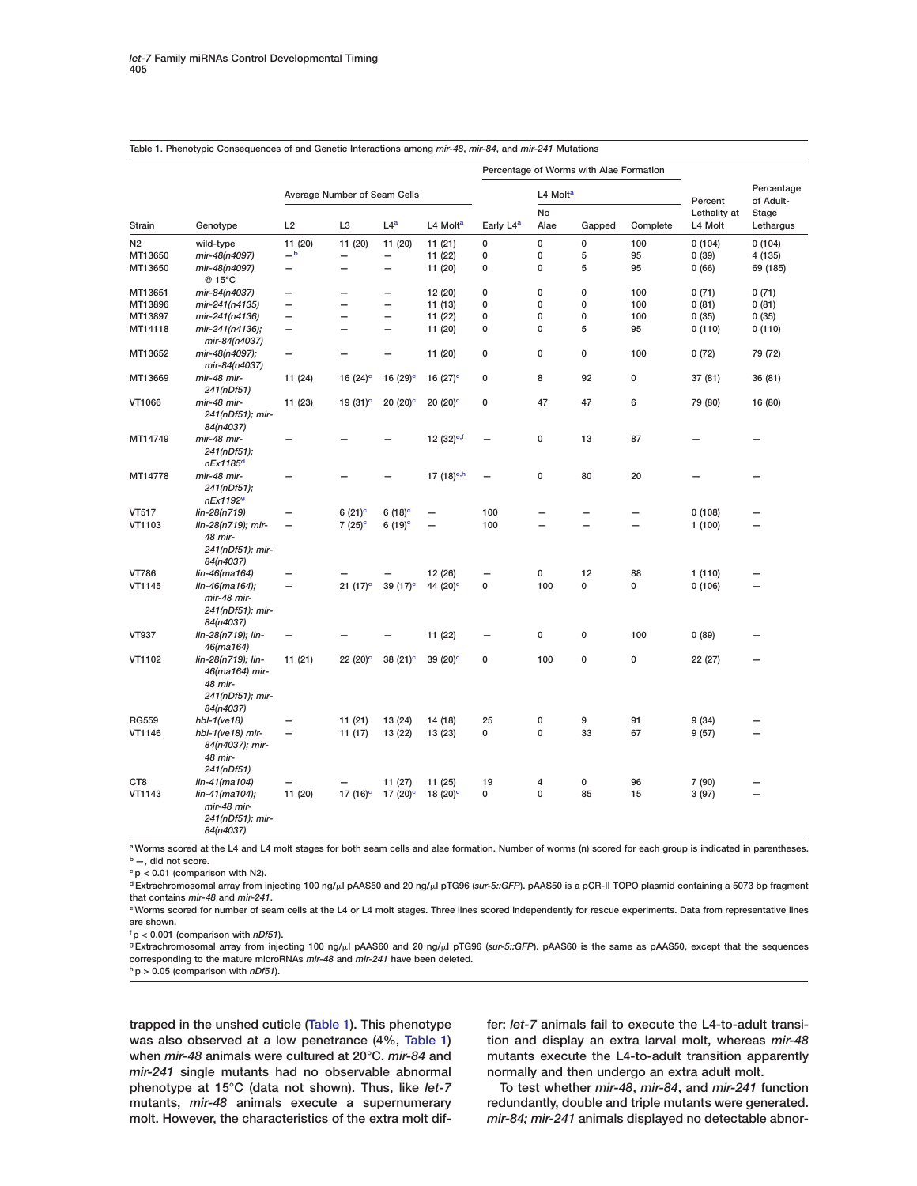Table 1. Phenotypic Consequences of and Genetic Interactions among *mir-48*, *mir-84*, and *mir-241* Mutations

| Strain | Genotype | Average Number of Seam Cells | | | | Percentage of Worms with Alae Formation | | | | Percent Lethality at L4 Molt | Percentage of Adult-Stage Lethargus |
|---|---|---|---|---|---|---|---|---|---|---|---|
| | | L2 | L3 | L4[a] | L4 Molt[a] | Early L4[a] | L4 Molt[a] | | | | |
| | | | | | | | No Alae | Gapped | Complete | | |
| N2 | wild-type | 11 (20) | 11 (20) | 11 (20) | 11 (21) | 0 | 0 | 0 | 100 | 0 (104) | 0 (104) |
| MT13650 | *mir-48(n4097)* | —[b] | — | — | 11 (22) | 0 | 0 | 5 | 95 | 0 (39) | 4 (135) |
| MT13650 | *mir-48(n4097)* @ 15°C | — | — | — | 11 (20) | 0 | 0 | 5 | 95 | 0 (66) | 69 (185) |
| MT13651 | *mir-84(n4037)* | — | — | — | 12 (20) | 0 | 0 | 0 | 100 | 0 (71) | 0 (71) |
| MT13896 | *mir-241(n4135)* | — | — | — | 11 (13) | 0 | 0 | 0 | 100 | 0 (81) | 0 (81) |
| MT13897 | *mir-241(n4136)* | — | — | — | 11 (22) | 0 | 0 | 0 | 100 | 0 (35) | 0 (35) |
| MT14118 | *mir-241(n4136); mir-84(n4037)* | — | — | — | 11 (20) | 0 | 0 | 5 | 95 | 0 (110) | 0 (110) |
| MT13652 | *mir-48(n4097); mir-84(n4037)* | — | — | — | 11 (20) | 0 | 0 | 0 | 100 | 0 (72) | 79 (72) |
| MT13669 | *mir-48 mir-241(nDf51)* | 11 (24) | 16 (24)[c] | 16 (29)[c] | 16 (27)[c] | 0 | 8 | 92 | 0 | 37 (81) | 36 (81) |
| VT1066 | *mir-48 mir-241(nDf51); mir-84(n4037)* | 11 (23) | 19 (31)[c] | 20 (20)[c] | 20 (20)[c] | 0 | 47 | 47 | 6 | 79 (80) | 16 (80) |
| MT14749 | *mir-48 mir-241(nDf51); nEx1185*[d] | — | — | — | 12 (32)[e,f] | — | 0 | 13 | 87 | — | — |
| MT14778 | *mir-48 mir-241(nDf51); nEx1192*[g] | — | — | — | 17 (18)[e,h] | — | 0 | 80 | 20 | — | — |
| VT517 | *lin-28(n719)* | — | 6 (21)[c] | 6 (18)[c] | — | 100 | — | — | — | 0 (108) | — |
| VT1103 | *lin-28(n719); mir-48 mir-241(nDf51); mir-84(n4037)* | — | 7 (25)[c] | 6 (19)[c] | — | 100 | — | — | — | 1 (100) | — |
| VT786 | *lin-46(ma164)* | — | — | — | 12 (26) | — | 0 | 12 | 88 | 1 (110) | — |
| VT1145 | *lin-46(ma164); mir-48 mir-241(nDf51); mir-84(n4037)* | — | 21 (17)[c] | 39 (17)[c] | 44 (20)[c] | 0 | 100 | 0 | 0 | 0 (106) | — |
| VT937 | *lin-28(n719); lin-46(ma164)* | — | — | — | 11 (22) | — | 0 | 0 | 100 | 0 (89) | — |
| VT1102 | *lin-28(n719); lin-46(ma164) mir-48 mir-241(nDf51); mir-84(n4037)* | 11 (21) | 22 (20)[c] | 38 (21)[c] | 39 (20)[c] | 0 | 100 | 0 | 0 | 22 (27) | — |
| RG559 | *hbl-1(ve18)* | — | 11 (21) | 13 (24) | 14 (18) | 25 | 0 | 9 | 91 | 9 (34) | — |
| VT1146 | *hbl-1(ve18) mir-84(n4037); mir-48 mir-241(nDf51)* | — | 11 (17) | 13 (22) | 13 (23) | 0 | 0 | 33 | 67 | 9 (57) | — |
| CT8 | *lin-41(ma104)* | — | — | 11 (27) | 11 (25) | 19 | 4 | 0 | 96 | 7 (90) | — |
| VT1143 | *lin-41(ma104); mir-48 mir-241(nDf51); mir-84(n4037)* | 11 (20) | 17 (16)[c] | 17 (20)[c] | 18 (20)[c] | 0 | 0 | 85 | 15 | 3 (97) | — |

[a] Worms scored at the L4 and L4 molt stages for both seam cells and alae formation. Number of worms (n) scored for each group is indicated in parentheses.
[b] —, did not score.
[c] $p < 0.01$ (comparison with N2).
[d] Extrachromosomal array from injecting 100 ng/μl pAAS50 and 20 ng/μl pTG96 (*sur-5::GFP*). pAAS50 is a pCR-II TOPO plasmid containing a 5073 bp fragment that contains *mir-48* and *mir-241*.
[e] Worms scored for number of seam cells at the L4 or L4 molt stages. Three lines scored independently for rescue experiments. Data from representative lines are shown.
[f] $p < 0.001$ (comparison with *nDf51*).
[g] Extrachromosomal array from injecting 100 ng/μl pAAS60 and 20 ng/μl pTG96 (*sur-5::GFP*). pAAS60 is the same as pAAS50, except that the sequences corresponding to the mature microRNAs *mir-48* and *mir-241* have been deleted.
[h] $p > 0.05$ (comparison with *nDf51*).

trapped in the unshed cuticle (Table 1). This phenotype was also observed at a low penetrance (4%, Table 1) when *mir-48* animals were cultured at 20°C. *mir-84* and *mir-241* single mutants had no observable abnormal phenotype at 15°C (data not shown). Thus, like *let-7* mutants, *mir-48* animals execute a supernumerary molt. However, the characteristics of the extra molt differ: *let-7* animals fail to execute the L4-to-adult transition and display an extra larval molt, whereas *mir-48* mutants execute the L4-to-adult transition apparently normally and then undergo an extra adult molt.

To test whether *mir-48*, *mir-84*, and *mir-241* function redundantly, double and triple mutants were generated. *mir-84; mir-241* animals displayed no detectable abnor-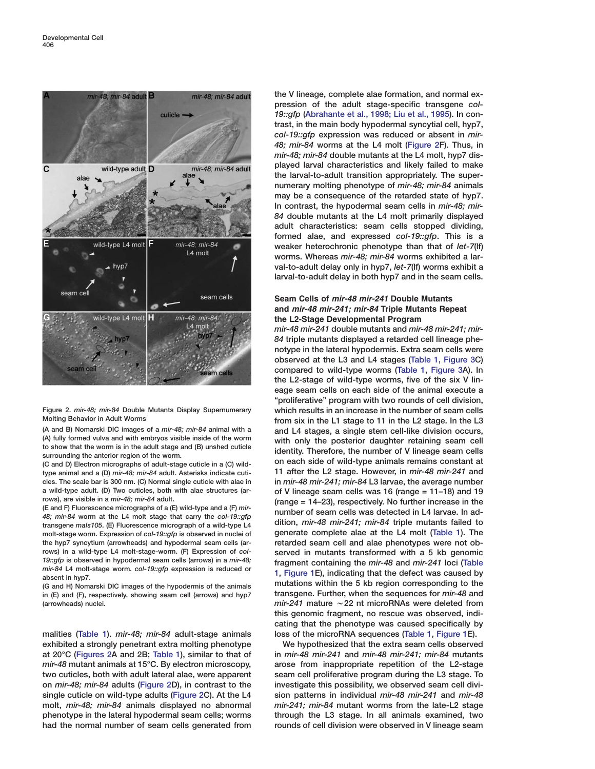Figure 2. *mir-48; mir-84* Double Mutants Display Supernumerary Molting Behavior in Adult Worms

(A and B) Nomarski DIC images of a *mir-48; mir-84* animal with a (A) fully formed vulva and with embryos visible inside of the worm to show that the worm is in the adult stage and (B) unshed cuticle surrounding the anterior region of the worm.

(C and D) Electron micrographs of adult-stage cuticle in a (C) wild-type animal and a (D) *mir-48; mir-84* adult. Asterisks indicate cuticles. The scale bar is 300 nm. (C) Normal single cuticle with alae in a wild-type adult. (D) Two cuticles, both with alae structures (arrows), are visible in a *mir-48; mir-84* adult.

(E and F) Fluorescence micrographs of a (E) wild-type and a (F) *mir-48; mir-84* worm at the L4 molt stage that carry the *col-19::gfp* transgene *maIs105*. (E) Fluorescence micrograph of a wild-type L4 molt-stage worm. Expression of *col-19::gfp* is observed in nuclei of the hyp7 syncytium (arrowheads) and hypodermal seam cells (arrows) in a wild-type L4 molt-stage-worm. (F) Expression of *col-19::gfp* is observed in hypodermal seam cells (arrows) in a *mir-48; mir-84* L4 molt-stage worm. *col-19::gfp* expression is reduced or absent in hyp7.

(G and H) Nomarski DIC images of the hypodermis of the animals in (E) and (F), respectively, showing seam cell (arrows) and hyp7 (arrowheads) nuclei.

malities (Table 1). *mir-48; mir-84* adult-stage animals exhibited a strongly penetrant extra molting phenotype at 20°C (Figures 2A and 2B; Table 1), similar to that of *mir-48* mutant animals at 15°C. By electron microscopy, two cuticles, both with adult lateral alae, were apparent on *mir-48; mir-84* adults (Figure 2D), in contrast to the single cuticle on wild-type adults (Figure 2C). At the L4 molt, *mir-48; mir-84* animals displayed no abnormal phenotype in the lateral hypodermal seam cells; worms had the normal number of seam cells generated from the V lineage, complete alae formation, and normal expression of the adult stage-specific transgene *col-19::gfp* (Abrahante et al., 1998; Liu et al., 1995). In contrast, in the main body hypodermal syncytial cell, hyp7, *col-19::gfp* expression was reduced or absent in *mir-48; mir-84* worms at the L4 molt (Figure 2F). Thus, in *mir-48; mir-84* double mutants at the L4 molt, hyp7 displayed larval characteristics and likely failed to make the larval-to-adult transition appropriately. The supernumerary molting phenotype of *mir-48; mir-84* animals may be a consequence of the retarded state of hyp7. In contrast, the hypodermal seam cells in *mir-48; mir-84* double mutants at the L4 molt primarily displayed adult characteristics: seam cells stopped dividing, formed alae, and expressed *col-19::gfp*. This is a weaker heterochronic phenotype than that of *let-7*(lf) worms. Whereas *mir-48; mir-84* worms exhibited a larval-to-adult delay only in hyp7, *let-7*(lf) worms exhibit a larval-to-adult delay in both hyp7 and in the seam cells.

### Seam Cells of *mir-48 mir-241* Double Mutants and *mir-48 mir-241; mir-84* Triple Mutants Repeat the L2-Stage Developmental Program

*mir-48 mir-241* double mutants and *mir-48 mir-241; mir-84* triple mutants displayed a retarded cell lineage phenotype in the lateral hypodermis. Extra seam cells were observed at the L3 and L4 stages (Table 1, Figure 3C) compared to wild-type worms (Table 1, Figure 3A). In the L2-stage of wild-type worms, five of the six V lineage seam cells on each side of the animal execute a "proliferative" program with two rounds of cell division, which results in an increase in the number of seam cells from six in the L1 stage to 11 in the L2 stage. In the L3 and L4 stages, a single stem cell-like division occurs, with only the posterior daughter retaining seam cell identity. Therefore, the number of V lineage seam cells on each side of wild-type animals remains constant at 11 after the L2 stage. However, in *mir-48 mir-241* and in *mir-48 mir-241; mir-84* L3 larvae, the average number of V lineage seam cells was 16 (range = 11–18) and 19 (range = 14–23), respectively. No further increase in the number of seam cells was detected in L4 larvae. In addition, *mir-48 mir-241; mir-84* triple mutants failed to generate complete alae at the L4 molt (Table 1). The retarded seam cell and alae phenotypes were not observed in mutants transformed with a 5 kb genomic fragment containing the *mir-48* and *mir-241* loci (Table 1, Figure 1E), indicating that the defect was caused by mutations within the 5 kb region corresponding to the transgene. Further, when the sequences for *mir-48* and *mir-241* mature ~22 nt microRNAs were deleted from this genomic fragment, no rescue was observed, indicating that the phenotype was caused specifically by loss of the microRNA sequences (Table 1, Figure 1E).

We hypothesized that the extra seam cells observed in *mir-48 mir-241* and *mir-48 mir-241; mir-84* mutants arose from inappropriate repetition of the L2-stage seam cell proliferative program during the L3 stage. To investigate this possibility, we observed seam cell division patterns in individual *mir-48 mir-241* and *mir-48 mir-241; mir-84* mutant worms from the late-L2 stage through the L3 stage. In all animals examined, two rounds of cell division were observed in V lineage seam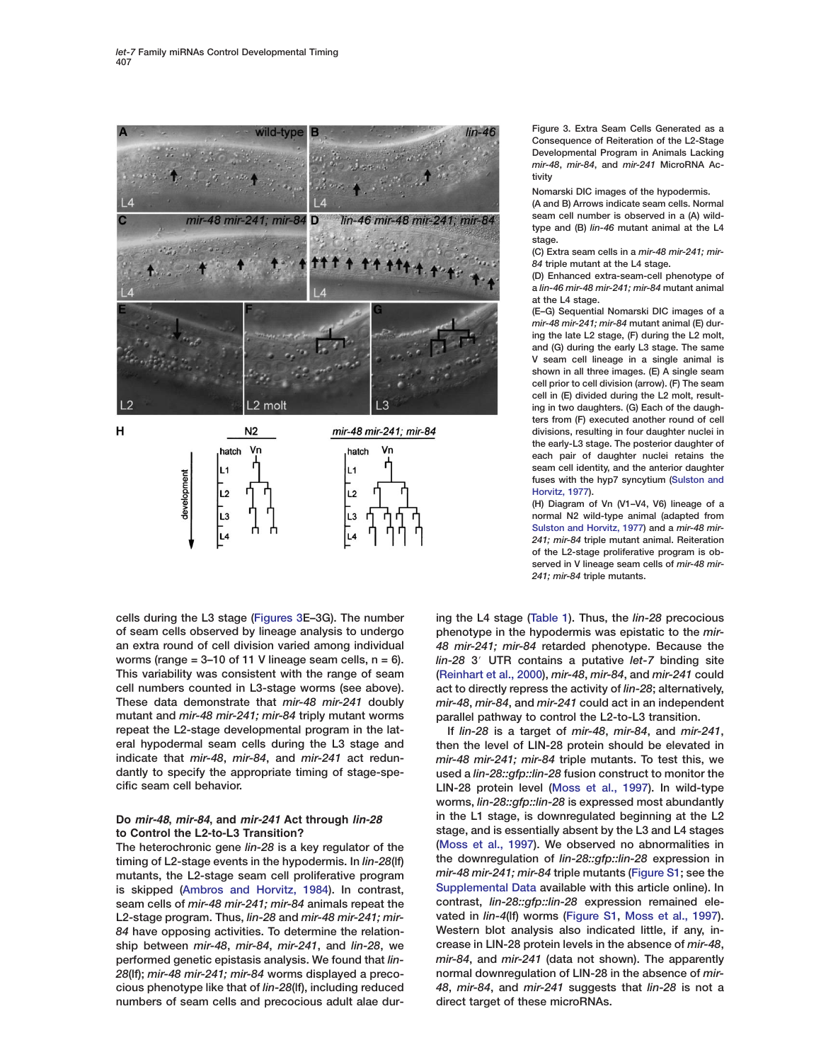Figure 3. Extra Seam Cells Generated as a Consequence of Reiteration of the L2-Stage Developmental Program in Animals Lacking *mir-48*, *mir-84*, and *mir-241* MicroRNA Activity

Nomarski DIC images of the hypodermis.

(A and B) Arrows indicate seam cells. Normal seam cell number is observed in a (A) wild-type and (B) *lin-46* mutant animal at the L4 stage.

(C) Extra seam cells in a *mir-48 mir-241; mir-84* triple mutant at the L4 stage.

(D) Enhanced extra-seam-cell phenotype of a *lin-46 mir-48 mir-241; mir-84* mutant animal at the L4 stage.

(E–G) Sequential Nomarski DIC images of a *mir-48 mir-241; mir-84* mutant animal (E) during the late L2 stage, (F) during the L2 molt, and (G) during the early L3 stage. The same V seam cell lineage in a single animal is shown in all three images. (E) A single seam cell prior to cell division (arrow). (F) The seam cell in (E) divided during the L2 molt, resulting in two daughters. (G) Each of the daughters from (F) executed another round of cell divisions, resulting in four daughter nuclei in the early-L3 stage. The posterior daughter of each pair of daughter nuclei retains the seam cell identity, and the anterior daughter fuses with the hyp7 syncytium (Sulston and Horvitz, 1977).

(H) Diagram of Vn (V1–V4, V6) lineage of a normal N2 wild-type animal (adapted from Sulston and Horvitz, 1977) and a *mir-48 mir-241; mir-84* triple mutant animal. Reiteration of the L2-stage proliferative program is observed in V lineage seam cells of *mir-48 mir-241; mir-84* triple mutants.

cells during the L3 stage (Figures 3E–3G). The number of seam cells observed by lineage analysis to undergo an extra round of cell division varied among individual worms (range = 3–10 of 11 V lineage seam cells, n = 6). This variability was consistent with the range of seam cell numbers counted in L3-stage worms (see above). These data demonstrate that *mir-48 mir-241* doubly mutant and *mir-48 mir-241; mir-84* triply mutant worms repeat the L2-stage developmental program in the lateral hypodermal seam cells during the L3 stage and indicate that *mir-48*, *mir-84*, and *mir-241* act redundantly to specify the appropriate timing of stage-specific seam cell behavior.

### Do *mir-48*, *mir-84*, and *mir-241* Act through *lin-28* to Control the L2-to-L3 Transition?

The heterochronic gene *lin-28* is a key regulator of the timing of L2-stage events in the hypodermis. In *lin-28*(lf) mutants, the L2-stage seam cell proliferative program is skipped (Ambros and Horvitz, 1984). In contrast, seam cells of *mir-48 mir-241; mir-84* animals repeat the L2-stage program. Thus, *lin-28* and *mir-48 mir-241; mir-84* have opposing activities. To determine the relationship between *mir-48*, *mir-84*, *mir-241*, and *lin-28*, we performed genetic epistasis analysis. We found that *lin-28*(lf); *mir-48 mir-241; mir-84* worms displayed a precocious phenotype like that of *lin-28*(lf), including reduced numbers of seam cells and precocious adult alae during the L4 stage (Table 1). Thus, the *lin-28* precocious phenotype in the hypodermis was epistatic to the *mir-48 mir-241; mir-84* retarded phenotype. Because the *lin-28* 3′ UTR contains a putative *let-7* binding site (Reinhart et al., 2000), *mir-48*, *mir-84*, and *mir-241* could act to directly repress the activity of *lin-28*; alternatively, *mir-48*, *mir-84*, and *mir-241* could act in an independent parallel pathway to control the L2-to-L3 transition.

If *lin-28* is a target of *mir-48*, *mir-84*, and *mir-241*, then the level of LIN-28 protein should be elevated in *mir-48 mir-241; mir-84* triple mutants. To test this, we used a *lin-28::gfp::lin-28* fusion construct to monitor the LIN-28 protein level (Moss et al., 1997). In wild-type worms, *lin-28::gfp::lin-28* is expressed most abundantly in the L1 stage, is downregulated beginning at the L2 stage, and is essentially absent by the L3 and L4 stages (Moss et al., 1997). We observed no abnormalities in the downregulation of *lin-28::gfp::lin-28* expression in *mir-48 mir-241; mir-84* triple mutants (Figure S1; see the Supplemental Data available with this article online). In contrast, *lin-28::gfp::lin-28* expression remained elevated in *lin-4*(lf) worms (Figure S1, Moss et al., 1997). Western blot analysis also indicated little, if any, increase in LIN-28 protein levels in the absence of *mir-48*, *mir-84*, and *mir-241* (data not shown). The apparently normal downregulation of LIN-28 in the absence of *mir-48*, *mir-84*, and *mir-241* suggests that *lin-28* is not a direct target of these microRNAs.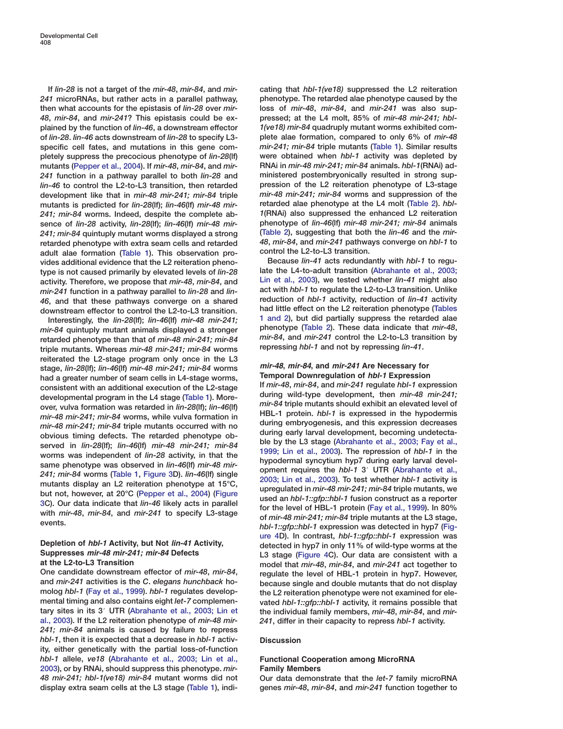If *lin-28* is not a target of the *mir-48*, *mir-84*, and *mir-241* microRNAs, but rather acts in a parallel pathway, then what accounts for the epistasis of *lin-28* over *mir-48*, *mir-84*, and *mir-241*? This epistasis could be explained by the function of *lin-46*, a downstream effector of *lin-28*. *lin-46* acts downstream of *lin-28* to specify L3-specific cell fates, and mutations in this gene completely suppress the precocious phenotype of *lin-28*(lf) mutants (Pepper et al., 2004). If *mir-48*, *mir-84*, and *mir-241* function in a pathway parallel to both *lin-28* and *lin-46* to control the L2-to-L3 transition, then retarded development like that in *mir-48 mir-241; mir-84* triple mutants is predicted for *lin-28*(lf); *lin-46*(lf) *mir-48 mir-241; mir-84* worms. Indeed, despite the complete absence of *lin-28* activity, *lin-28*(lf); *lin-46*(lf) *mir-48 mir-241; mir-84* quintuply mutant worms displayed a strong retarded phenotype with extra seam cells and retarded adult alae formation (Table 1). This observation provides additional evidence that the L2 reiteration phenotype is not caused primarily by elevated levels of *lin-28* activity. Therefore, we propose that *mir-48*, *mir-84*, and *mir-241* function in a pathway parallel to *lin-28* and *lin-46*, and that these pathways converge on a shared downstream effector to control the L2-to-L3 transition.

Interestingly, the *lin-28*(lf); *lin-46*(lf) *mir-48 mir-241; mir-84* quintuply mutant animals displayed a stronger retarded phenotype than that of *mir-48 mir-241; mir-84* triple mutants. Whereas *mir-48 mir-241; mir-84* worms reiterated the L2-stage program only once in the L3 stage, *lin-28*(lf); *lin-46*(lf) *mir-48 mir-241; mir-84* worms had a greater number of seam cells in L4-stage worms, consistent with an additional execution of the L2-stage developmental program in the L4 stage (Table 1). Moreover, vulva formation was retarded in *lin-28*(lf); *lin-46*(lf) *mir-48 mir-241; mir-84* worms, while vulva formation in *mir-48 mir-241; mir-84* triple mutants occurred with no obvious timing defects. The retarded phenotype observed in *lin-28*(lf); *lin-46*(lf) *mir-48 mir-241; mir-84* worms was independent of *lin-28* activity, in that the same phenotype was observed in *lin-46*(lf) *mir-48 mir-241; mir-84* worms (Table 1, Figure 3D). *lin-46*(lf) single mutants display an L2 reiteration phenotype at 15°C, but not, however, at 20°C (Pepper et al., 2004) (Figure 3C). Our data indicate that *lin-46* likely acts in parallel with *mir-48*, *mir-84*, and *mir-241* to specify L3-stage events.

### Depletion of *hbl-1* Activity, but Not *lin-41* Activity, Suppresses *mir-48 mir-241; mir-84* Defects at the L2-to-L3 Transition

One candidate downstream effector of *mir-48*, *mir-84*, and *mir-241* activities is the *C. elegans hunchback* homolog *hbl-1* (Fay et al., 1999). *hbl-1* regulates developmental timing and also contains eight *let-7* complementary sites in its 3′ UTR (Abrahante et al., 2003; Lin et al., 2003). If the L2 reiteration phenotype of *mir-48 mir-241; mir-84* animals is caused by failure to repress *hbl-1*, then it is expected that a decrease in *hbl-1* activity, either genetically with the partial loss-of-function *hbl-1* allele, *ve18* (Abrahante et al., 2003; Lin et al., 2003), or by RNAi, should suppress this phenotype. *mir-48 mir-241; hbl-1(ve18) mir-84* mutant worms did not display extra seam cells at the L3 stage (Table 1), indicating that *hbl-1(ve18)* suppressed the L2 reiteration phenotype. The retarded alae phenotype caused by the loss of *mir-48*, *mir-84*, and *mir-241* was also suppressed; at the L4 molt, 85% of *mir-48 mir-241; hbl-1(ve18) mir-84* quadruply mutant worms exhibited complete alae formation, compared to only 6% of *mir-48 mir-241; mir-84* triple mutants (Table 1). Similar results were obtained when *hbl-1* activity was depleted by RNAi in *mir-48 mir-241; mir-84* animals. *hbl-1*(RNAi) administered postembryonically resulted in strong suppression of the L2 reiteration phenotype of L3-stage *mir-48 mir-241; mir-84* worms and suppression of the retarded alae phenotype at the L4 molt (Table 2). *hbl-1*(RNAi) also suppressed the enhanced L2 reiteration phenotype of *lin-46*(lf) *mir-48 mir-241; mir-84* animals (Table 2), suggesting that both the *lin-46* and the *mir-48*, *mir-84*, and *mir-241* pathways converge on *hbl-1* to control the L2-to-L3 transition.

Because *lin-41* acts redundantly with *hbl-1* to regulate the L4-to-adult transition (Abrahante et al., 2003; Lin et al., 2003), we tested whether *lin-41* might also act with *hbl-1* to regulate the L2-to-L3 transition. Unlike reduction of *hbl-1* activity, reduction of *lin-41* activity had little effect on the L2 reiteration phenotype (Tables 1 and 2), but did partially suppress the retarded alae phenotype (Table 2). These data indicate that *mir-48*, *mir-84*, and *mir-241* control the L2-to-L3 transition by repressing *hbl-1* and not by repressing *lin-41*.

### *mir-48*, *mir-84*, and *mir-241* Are Necessary for Temporal Downregulation of *hbl-1* Expression

If *mir-48*, *mir-84*, and *mir-241* regulate *hbl-1* expression during wild-type development, then *mir-48 mir-241; mir-84* triple mutants should exhibit an elevated level of HBL-1 protein. *hbl-1* is expressed in the hypodermis during embryogenesis, and this expression decreases during early larval development, becoming undetectable by the L3 stage (Abrahante et al., 2003; Fay et al., 1999; Lin et al., 2003). The repression of *hbl-1* in the hypodermal syncytium hyp7 during early larval development requires the *hbl-1* 3′ UTR (Abrahante et al., 2003; Lin et al., 2003). To test whether *hbl-1* activity is upregulated in *mir-48 mir-241; mir-84* triple mutants, we used an *hbl-1::gfp::hbl-1* fusion construct as a reporter for the level of HBL-1 protein (Fay et al., 1999). In 80% of *mir-48 mir-241; mir-84* triple mutants at the L3 stage, *hbl-1::gfp::hbl-1* expression was detected in hyp7 (Figure 4D). In contrast, *hbl-1::gfp::hbl-1* expression was detected in hyp7 in only 11% of wild-type worms at the L3 stage (Figure 4C). Our data are consistent with a model that *mir-48*, *mir-84*, and *mir-241* act together to regulate the level of HBL-1 protein in hyp7. However, because single and double mutants that do not display the L2 reiteration phenotype were not examined for elevated *hbl-1::gfp::hbl-1* activity, it remains possible that the individual family members, *mir-48*, *mir-84*, and *mir-241*, differ in their capacity to repress *hbl-1* activity.

## Discussion

### Functional Cooperation among MicroRNA Family Members

Our data demonstrate that the *let-7* family microRNA genes *mir-48*, *mir-84*, and *mir-241* function together to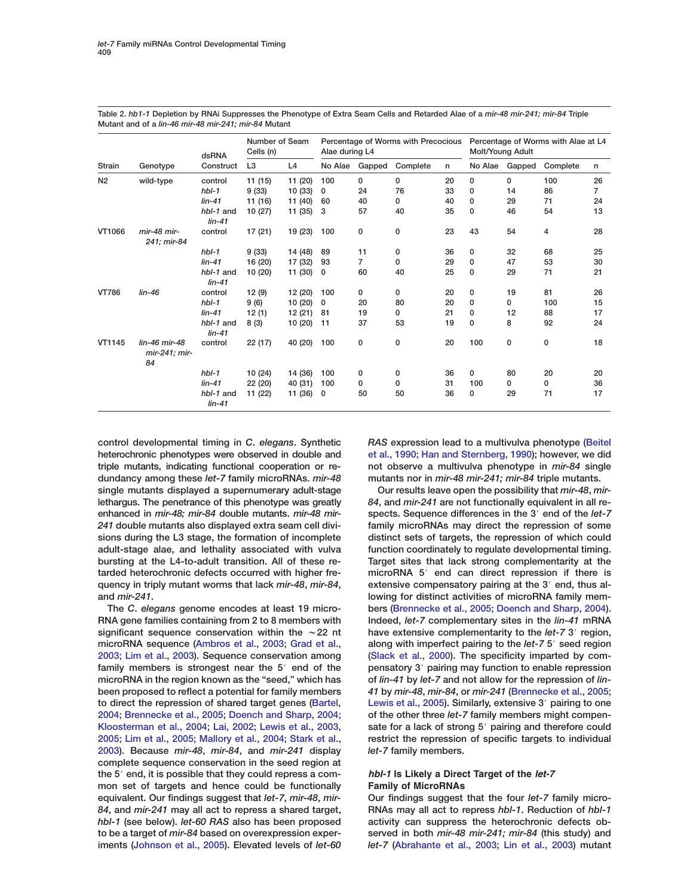Table 2. *hb1-1* Depletion by RNAi Suppresses the Phenotype of Extra Seam Cells and Retarded Alae of a *mir-48 mir-241; mir-84* Triple Mutant and of a *lin-46 mir-48 mir-241; mir-84* Mutant

| Strain | Genotype | dsRNA Construct | Number of Seam Cells (n) | | Percentage of Worms with Precocious Alae during L4 | | | | Percentage of Worms with Alae at L4 Molt/Young Adult | | | |
|---|---|---|---|---|---|---|---|---|---|---|---|---|
| | | | L3 | L4 | No Alae | Gapped | Complete | n | No Alae | Gapped | Complete | n |
| N2 | wild-type | control | 11 (15) | 11 (20) | 100 | 0 | 0 | 20 | 0 | 0 | 100 | 26 |
| | | *hbl-1* | 9 (33) | 10 (33) | 0 | 24 | 76 | 33 | 0 | 14 | 86 | 7 |
| | | *lin-41* | 11 (16) | 11 (40) | 60 | 40 | 0 | 40 | 0 | 29 | 71 | 24 |
| | | *hbl-1* and *lin-41* | 10 (27) | 11 (35) | 3 | 57 | 40 | 35 | 0 | 46 | 54 | 13 |
| VT1066 | *mir-48 mir-241; mir-84* | control | 17 (21) | 19 (23) | 100 | 0 | 0 | 23 | 43 | 54 | 4 | 28 |
| | | *hbl-1* | 9 (33) | 14 (48) | 89 | 11 | 0 | 36 | 0 | 32 | 68 | 25 |
| | | *lin-41* | 16 (20) | 17 (32) | 93 | 7 | 0 | 29 | 0 | 47 | 53 | 30 |
| | | *hbl-1* and *lin-41* | 10 (20) | 11 (30) | 0 | 60 | 40 | 25 | 0 | 29 | 71 | 21 |
| VT786 | *lin-46* | control | 12 (9) | 12 (20) | 100 | 0 | 0 | 20 | 0 | 19 | 81 | 26 |
| | | *hbl-1* | 9 (6) | 10 (20) | 0 | 20 | 80 | 20 | 0 | 0 | 100 | 15 |
| | | *lin-41* | 12 (1) | 12 (21) | 81 | 19 | 0 | 21 | 0 | 12 | 88 | 17 |
| | | *hbl-1* and *lin-41* | 8 (3) | 10 (20) | 11 | 37 | 53 | 19 | 0 | 8 | 92 | 24 |
| VT1145 | *lin-46 mir-48 mir-241; mir-84* | control | 22 (17) | 40 (20) | 100 | 0 | 0 | 20 | 100 | 0 | 0 | 18 |
| | | *hbl-1* | 10 (24) | 14 (36) | 100 | 0 | 0 | 36 | 0 | 80 | 20 | 20 |
| | | *lin-41* | 22 (20) | 40 (31) | 100 | 0 | 0 | 31 | 100 | 0 | 0 | 36 |
| | | *hbl-1* and *lin-41* | 11 (22) | 11 (36) | 0 | 50 | 50 | 36 | 0 | 29 | 71 | 17 |

control developmental timing in *C. elegans*. Synthetic heterochronic phenotypes were observed in double and triple mutants, indicating functional cooperation or redundancy among these *let-7* family microRNAs. *mir-48* single mutants displayed a supernumerary adult-stage lethargus. The penetrance of this phenotype was greatly enhanced in *mir-48; mir-84* double mutants. *mir-48 mir-241* double mutants also displayed extra seam cell divisions during the L3 stage, the formation of incomplete adult-stage alae, and lethality associated with vulva bursting at the L4-to-adult transition. All of these retarded heterochronic defects occurred with higher frequency in triply mutant worms that lack *mir-48*, *mir-84*, and *mir-241*.

The *C. elegans* genome encodes at least 19 microRNA gene families containing from 2 to 8 members with significant sequence conservation within the ~22 nt microRNA sequence (Ambros et al., 2003; Grad et al., 2003; Lim et al., 2003). Sequence conservation among family members is strongest near the 5′ end of the microRNA in the region known as the "seed," which has been proposed to reflect a potential for family members to direct the repression of shared target genes (Bartel, 2004; Brennecke et al., 2005; Doench and Sharp, 2004; Kloosterman et al., 2004; Lai, 2002; Lewis et al., 2003, 2005; Lim et al., 2005; Mallory et al., 2004; Stark et al., 2003). Because *mir-48*, *mir-84*, and *mir-241* display complete sequence conservation in the seed region at the 5′ end, it is possible that they could repress a common set of targets and hence could be functionally equivalent. Our findings suggest that *let-7*, *mir-48*, *mir-84*, and *mir-241* may all act to repress a shared target, *hbl-1* (see below). *let-60 RAS* also has been proposed to be a target of *mir-84* based on overexpression experiments (Johnson et al., 2005). Elevated levels of *let-60 RAS* expression lead to a multivulva phenotype (Beitel et al., 1990; Han and Sternberg, 1990); however, we did not observe a multivulva phenotype in *mir-84* single mutants nor in *mir-48 mir-241; mir-84* triple mutants.

Our results leave open the possibility that *mir-48*, *mir-84*, and *mir-241* are not functionally equivalent in all respects. Sequence differences in the 3′ end of the *let-7* family microRNAs may direct the repression of some distinct sets of targets, the repression of which could function coordinately to regulate developmental timing. Target sites that lack strong complementarity at the microRNA 5′ end can direct repression if there is extensive compensatory pairing at the 3′ end, thus allowing for distinct activities of microRNA family members (Brennecke et al., 2005; Doench and Sharp, 2004). Indeed, *let-7* complementary sites in the *lin-41* mRNA have extensive complementarity to the *let-7* 3′ region, along with imperfect pairing to the *let-7* 5′ seed region (Slack et al., 2000). The specificity imparted by compensatory 3′ pairing may function to enable repression of *lin-41* by *let-7* and not allow for the repression of *lin-41* by *mir-48*, *mir-84*, or *mir-241* (Brennecke et al., 2005; Lewis et al., 2005). Similarly, extensive 3′ pairing to one of the other three *let-7* family members might compensate for a lack of strong 5′ pairing and therefore could restrict the repression of specific targets to individual *let-7* family members.

### *hbl-1* Is Likely a Direct Target of the *let-7* Family of MicroRNAs

Our findings suggest that the four *let-7* family microRNAs may all act to repress *hbl-1*. Reduction of *hbl-1* activity can suppress the heterochronic defects observed in both *mir-48 mir-241; mir-84* (this study) and *let-7* (Abrahante et al., 2003; Lin et al., 2003) mutant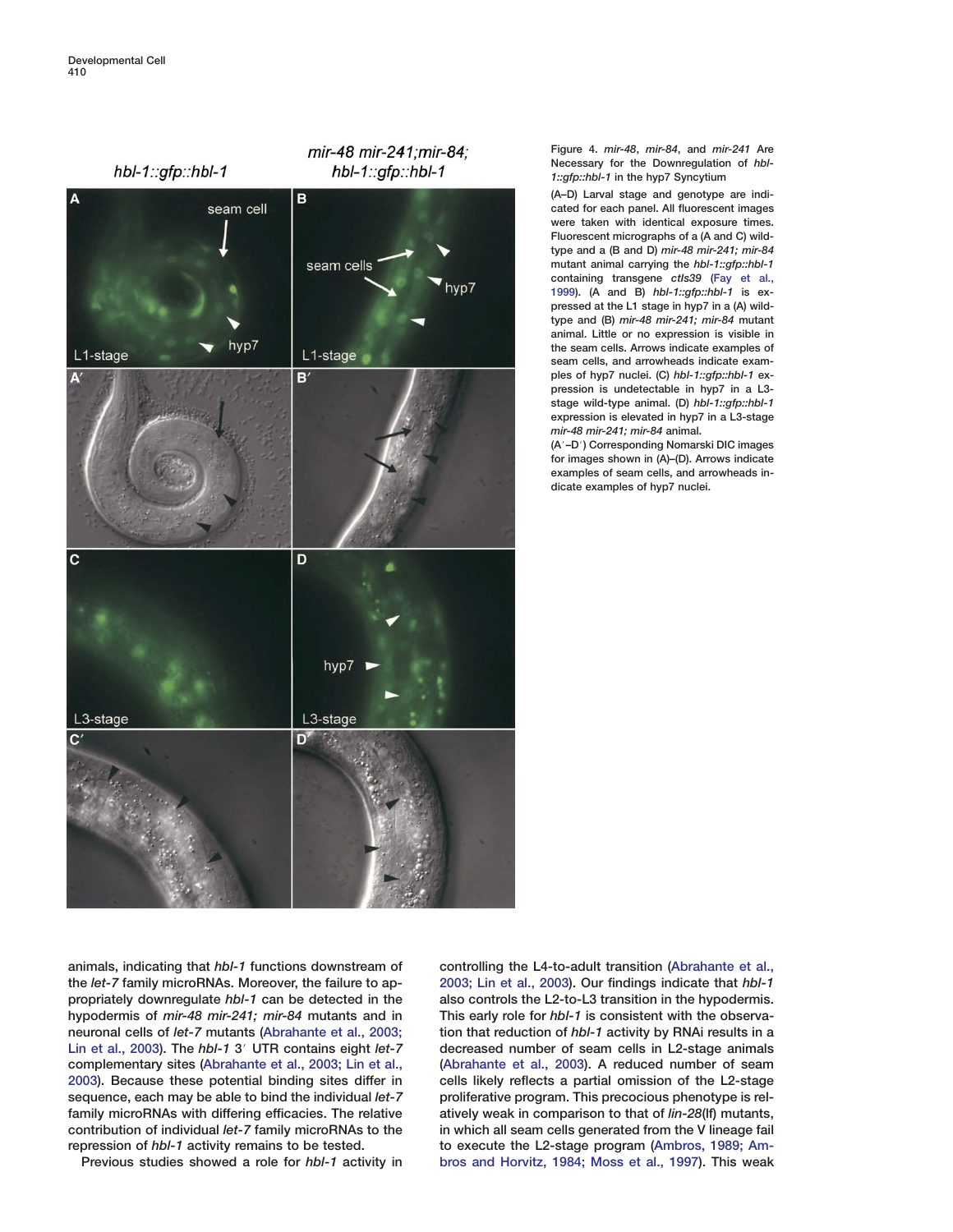Figure 4. *mir-48*, *mir-84*, and *mir-241* Are Necessary for the Downregulation of *hbl-1::gfp::hbl-1* in the hyp7 Syncytium

(A–D) Larval stage and genotype are indicated for each panel. All fluorescent images were taken with identical exposure times. Fluorescent micrographs of a (A and C) wild-type and a (B and D) *mir-48 mir-241; mir-84* mutant animal carrying the *hbl-1::gfp::hbl-1* containing transgene *ctIs39* (Fay et al., 1999). (A and B) *hbl-1::gfp::hbl-1* is expressed at the L1 stage in hyp7 in a (A) wild-type and (B) *mir-48 mir-241; mir-84* mutant animal. Little or no expression is visible in the seam cells. Arrows indicate examples of seam cells, and arrowheads indicate examples of hyp7 nuclei. (C) *hbl-1::gfp::hbl-1* expression is undetectable in hyp7 in a L3-stage wild-type animal. (D) *hbl-1::gfp::hbl-1* expression is elevated in hyp7 in a L3-stage *mir-48 mir-241; mir-84* animal.

(A′–D′) Corresponding Nomarski DIC images for images shown in (A)–(D). Arrows indicate examples of seam cells, and arrowheads indicate examples of hyp7 nuclei.

animals, indicating that *hbl-1* functions downstream of the *let-7* family microRNAs. Moreover, the failure to appropriately downregulate *hbl-1* can be detected in the hypodermis of *mir-48 mir-241; mir-84* mutants and in neuronal cells of *let-7* mutants (Abrahante et al., 2003; Lin et al., 2003). The *hbl-1* 3′ UTR contains eight *let-7* complementary sites (Abrahante et al., 2003; Lin et al., 2003). Because these potential binding sites differ in sequence, each may be able to bind the individual *let-7* family microRNAs with differing efficacies. The relative contribution of individual *let-7* family microRNAs to the repression of *hbl-1* activity remains to be tested.

Previous studies showed a role for *hbl-1* activity in controlling the L4-to-adult transition (Abrahante et al., 2003; Lin et al., 2003). Our findings indicate that *hbl-1* also controls the L2-to-L3 transition in the hypodermis. This early role for *hbl-1* is consistent with the observation that reduction of *hbl-1* activity by RNAi results in a decreased number of seam cells in L2-stage animals (Abrahante et al., 2003). A reduced number of seam cells likely reflects a partial omission of the L2-stage proliferative program. This precocious phenotype is relatively weak in comparison to that of *lin-28*(lf) mutants, in which all seam cells generated from the V lineage fail to execute the L2-stage program (Ambros, 1989; Ambros and Horvitz, 1984; Moss et al., 1997). This weak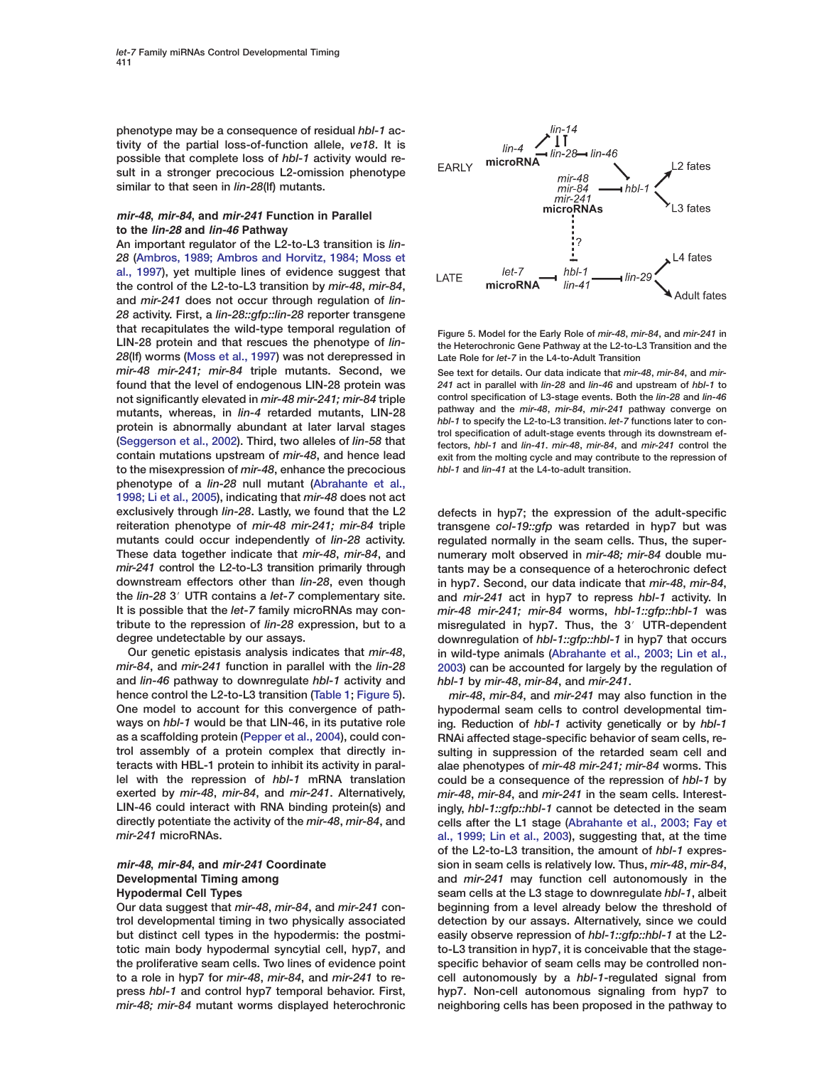phenotype may be a consequence of residual *hbl-1* activity of the partial loss-of-function allele, *ve18*. It is possible that complete loss of *hbl-1* activity would result in a stronger precocious L2-omission phenotype similar to that seen in *lin-28*(lf) mutants.

### *mir-48*, *mir-84*, and *mir-241* Function in Parallel to the *lin-28* and *lin-46* Pathway

An important regulator of the L2-to-L3 transition is *lin-28* (Ambros, 1989; Ambros and Horvitz, 1984; Moss et al., 1997), yet multiple lines of evidence suggest that the control of the L2-to-L3 transition by *mir-48*, *mir-84*, and *mir-241* does not occur through regulation of *lin-28* activity. First, a *lin-28::gfp::lin-28* reporter transgene that recapitulates the wild-type temporal regulation of LIN-28 protein and that rescues the phenotype of *lin-28*(lf) worms (Moss et al., 1997) was not derepressed in *mir-48 mir-241; mir-84* triple mutants. Second, we found that the level of endogenous LIN-28 protein was not significantly elevated in *mir-48 mir-241; mir-84* triple mutants, whereas, in *lin-4* retarded mutants, LIN-28 protein is abnormally abundant at later larval stages (Seggerson et al., 2002). Third, two alleles of *lin-58* that contain mutations upstream of *mir-48*, and hence lead to the misexpression of *mir-48*, enhance the precocious phenotype of a *lin-28* null mutant (Abrahante et al., 1998; Li et al., 2005), indicating that *mir-48* does not act exclusively through *lin-28*. Lastly, we found that the L2 reiteration phenotype of *mir-48 mir-241; mir-84* triple mutants could occur independently of *lin-28* activity. These data together indicate that *mir-48*, *mir-84*, and *mir-241* control the L2-to-L3 transition primarily through downstream effectors other than *lin-28*, even though the *lin-28* 3′ UTR contains a *let-7* complementary site. It is possible that the *let-7* family microRNAs may contribute to the repression of *lin-28* expression, but to a degree undetectable by our assays.

Our genetic epistasis analysis indicates that *mir-48*, *mir-84*, and *mir-241* function in parallel with the *lin-28* and *lin-46* pathway to downregulate *hbl-1* activity and hence control the L2-to-L3 transition (Table 1; Figure 5). One model to account for this convergence of pathways on *hbl-1* would be that LIN-46, in its putative role as a scaffolding protein (Pepper et al., 2004), could control assembly of a protein complex that directly interacts with HBL-1 protein to inhibit its activity in parallel with the repression of *hbl-1* mRNA translation exerted by *mir-48*, *mir-84*, and *mir-241*. Alternatively, LIN-46 could interact with RNA binding protein(s) and directly potentiate the activity of the *mir-48*, *mir-84*, and *mir-241* microRNAs.

Figure 5. Model for the Early Role of *mir-48*, *mir-84*, and *mir-241* in the Heterochronic Gene Pathway at the L2-to-L3 Transition and the Late Role for *let-7* in the L4-to-Adult Transition

See text for details. Our data indicate that *mir-48*, *mir-84*, and *mir-241* act in parallel with *lin-28* and *lin-46* and upstream of *hbl-1* to control specification of L3-stage events. Both the *lin-28* and *lin-46* pathway and the *mir-48*, *mir-84*, *mir-241* pathway converge on *hbl-1* to specify the L2-to-L3 transition. *let-7* functions later to control specification of adult-stage events through its downstream effectors, *hbl-1* and *lin-41*. *mir-48*, *mir-84*, and *mir-241* control the exit from the molting cycle and may contribute to the repression of *hbl-1* and *lin-41* at the L4-to-adult transition.

### *mir-48*, *mir-84*, and *mir-241* Coordinate Developmental Timing among Hypodermal Cell Types

Our data suggest that *mir-48*, *mir-84*, and *mir-241* control developmental timing in two physically associated but distinct cell types in the hypodermis: the postmitotic main body hypodermal syncytial cell, hyp7, and the proliferative seam cells. Two lines of evidence point to a role in hyp7 for *mir-48*, *mir-84*, and *mir-241* to repress *hbl-1* and control hyp7 temporal behavior. First, *mir-48; mir-84* mutant worms displayed heterochronic defects in hyp7; the expression of the adult-specific transgene *col-19::gfp* was retarded in hyp7 but was regulated normally in the seam cells. Thus, the supernumerary molt observed in *mir-48; mir-84* double mutants may be a consequence of a heterochronic defect in hyp7. Second, our data indicate that *mir-48*, *mir-84*, and *mir-241* act in hyp7 to repress *hbl-1* activity. In *mir-48 mir-241; mir-84* worms, *hbl-1::gfp::hbl-1* was misregulated in hyp7. Thus, the 3′ UTR-dependent downregulation of *hbl-1::gfp::hbl-1* in hyp7 that occurs in wild-type animals (Abrahante et al., 2003; Lin et al., 2003) can be accounted for largely by the regulation of *hbl-1* by *mir-48*, *mir-84*, and *mir-241*.

*mir-48*, *mir-84*, and *mir-241* may also function in the hypodermal seam cells to control developmental timing. Reduction of *hbl-1* activity genetically or by *hbl-1* RNAi affected stage-specific behavior of seam cells, resulting in suppression of the retarded seam cell and alae phenotypes of *mir-48 mir-241; mir-84* worms. This could be a consequence of the repression of *hbl-1* by *mir-48*, *mir-84*, and *mir-241* in the seam cells. Interestingly, *hbl-1::gfp::hbl-1* cannot be detected in the seam cells after the L1 stage (Abrahante et al., 2003; Fay et al., 1999; Lin et al., 2003), suggesting that, at the time of the L2-to-L3 transition, the amount of *hbl-1* expression in seam cells is relatively low. Thus, *mir-48*, *mir-84*, and *mir-241* may function cell autonomously in the seam cells at the L3 stage to downregulate *hbl-1*, albeit beginning from a level already below the threshold of detection by our assays. Alternatively, since we could easily observe repression of *hbl-1::gfp::hbl-1* at the L2-to-L3 transition in hyp7, it is conceivable that the stage-specific behavior of seam cells may be controlled non-cell autonomously by a *hbl-1*-regulated signal from hyp7. Non-cell autonomous signaling from hyp7 to neighboring cells has been proposed in the pathway to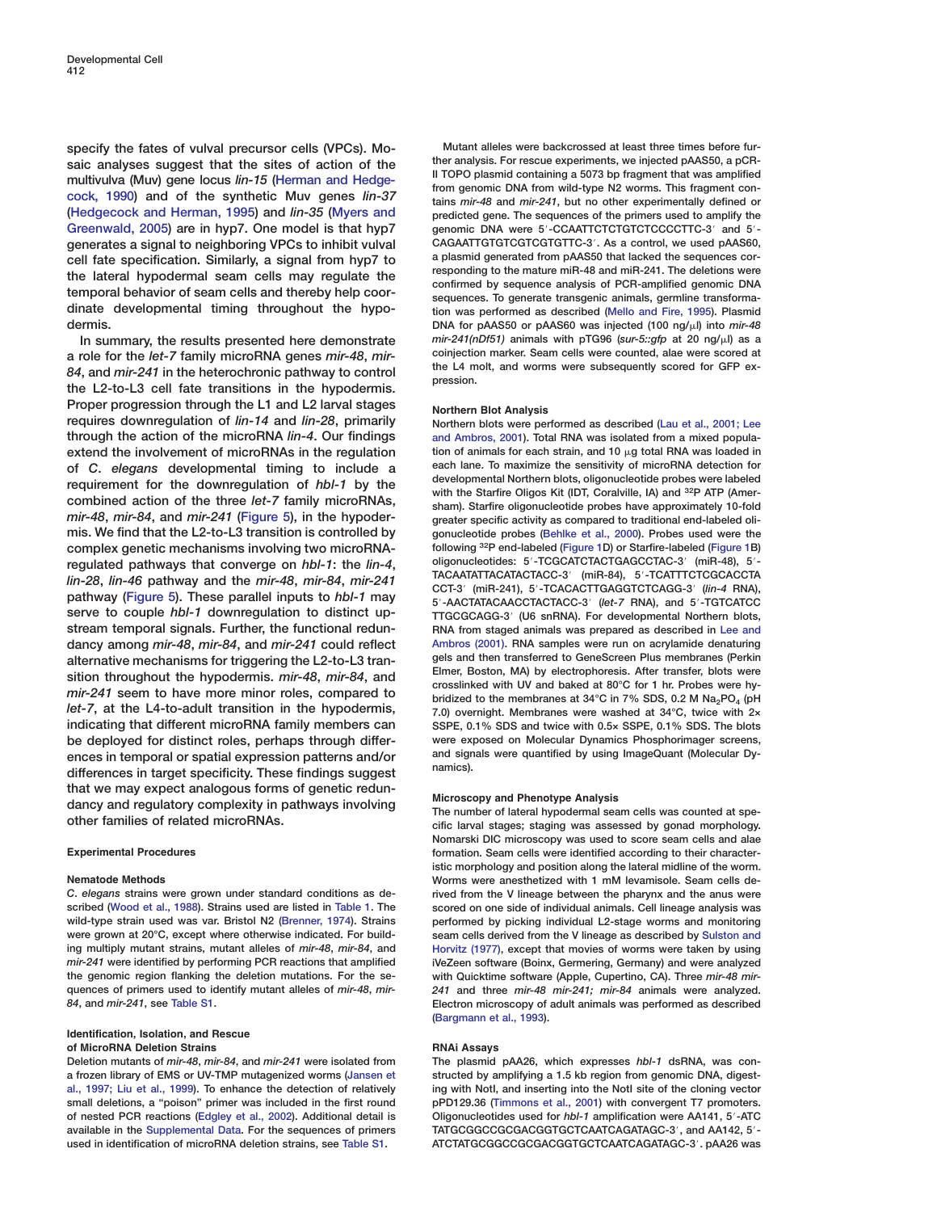specify the fates of vulval precursor cells (VPCs). Mosaic analyses suggest that the sites of action of the multivulva (Muv) gene locus *lin-15* (Herman and Hedgecock, 1990) and of the synthetic Muv genes *lin-37* (Hedgecock and Herman, 1995) and *lin-35* (Myers and Greenwald, 2005) are in hyp7. One model is that hyp7 generates a signal to neighboring VPCs to inhibit vulval cell fate specification. Similarly, a signal from hyp7 to the lateral hypodermal seam cells may regulate the temporal behavior of seam cells and thereby help coordinate developmental timing throughout the hypodermis.

In summary, the results presented here demonstrate a role for the *let-7* family microRNA genes *mir-48*, *mir-84*, and *mir-241* in the heterochronic pathway to control the L2-to-L3 cell fate transitions in the hypodermis. Proper progression through the L1 and L2 larval stages requires downregulation of *lin-14* and *lin-28*, primarily through the action of the microRNA *lin-4*. Our findings extend the involvement of microRNAs in the regulation of *C. elegans* developmental timing to include a requirement for the downregulation of *hbl-1* by the combined action of the three *let-7* family microRNAs, *mir-48*, *mir-84*, and *mir-241* (Figure 5), in the hypodermis. We find that the L2-to-L3 transition is controlled by complex genetic mechanisms involving two microRNA-regulated pathways that converge on *hbl-1*: the *lin-4*, *lin-28*, *lin-46* pathway and the *mir-48*, *mir-84*, *mir-241* pathway (Figure 5). These parallel inputs to *hbl-1* may serve to couple *hbl-1* downregulation to distinct upstream temporal signals. Further, the functional redundancy among *mir-48*, *mir-84*, and *mir-241* could reflect alternative mechanisms for triggering the L2-to-L3 transition throughout the hypodermis. *mir-48*, *mir-84*, and *mir-241* seem to have more minor roles, compared to *let-7*, at the L4-to-adult transition in the hypodermis, indicating that different microRNA family members can be deployed for distinct roles, perhaps through differences in temporal or spatial expression patterns and/or differences in target specificity. These findings suggest that we may expect analogous forms of genetic redundancy and regulatory complexity in pathways involving other families of related microRNAs.

## Experimental Procedures

### Nematode Methods

*C. elegans* strains were grown under standard conditions as described (Wood et al., 1988). Strains used are listed in Table 1. The wild-type strain used was var. Bristol N2 (Brenner, 1974). Strains were grown at 20°C, except where otherwise indicated. For building multiply mutant strains, mutant alleles of *mir-48*, *mir-84*, and *mir-241* were identified by performing PCR reactions that amplified the genomic region flanking the deletion mutations. For the sequences of primers used to identify mutant alleles of *mir-48*, *mir-84*, and *mir-241*, see Table S1.

### Identification, Isolation, and Rescue of MicroRNA Deletion Strains

Deletion mutants of *mir-48*, *mir-84*, and *mir-241* were isolated from a frozen library of EMS or UV-TMP mutagenized worms (Jansen et al., 1997; Liu et al., 1999). To enhance the detection of relatively small deletions, a "poison" primer was included in the first round of nested PCR reactions (Edgley et al., 2002). Additional detail is available in the Supplemental Data. For the sequences of primers used in identification of microRNA deletion strains, see Table S1.

Mutant alleles were backcrossed at least three times before further analysis. For rescue experiments, we injected pAAS50, a pCR-II TOPO plasmid containing a 5073 bp fragment that was amplified from genomic DNA from wild-type N2 worms. This fragment contains *mir-48* and *mir-241*, but no other experimentally defined or predicted gene. The sequences of the primers used to amplify the genomic DNA were 5′-CCAATTCTCTGTCTCCCCTTC-3′ and 5′-CAGAATTGTGTCGTCGTGTTC-3′. As a control, we used pAAS60, a plasmid generated from pAAS50 that lacked the sequences corresponding to the mature miR-48 and miR-241. The deletions were confirmed by sequence analysis of PCR-amplified genomic DNA sequences. To generate transgenic animals, germline transformation was performed as described (Mello and Fire, 1995). Plasmid DNA for pAAS50 or pAAS60 was injected (100 ng/μl) into *mir-48 mir-241(nDf51)* animals with pTG96 (*sur-5::gfp* at 20 ng/μl) as a coinjection marker. Seam cells were counted, alae were scored at the L4 molt, and worms were subsequently scored for GFP expression.

### Northern Blot Analysis

Northern blots were performed as described (Lau et al., 2001; Lee and Ambros, 2001). Total RNA was isolated from a mixed population of animals for each strain, and 10 μg total RNA was loaded in each lane. To maximize the sensitivity of microRNA detection for developmental Northern blots, oligonucleotide probes were labeled with the Starfire Oligos Kit (IDT, Coralville, IA) and $^{32}$P ATP (Amersham). Starfire oligonucleotide probes have approximately 10-fold greater specific activity as compared to traditional end-labeled oligonucleotide probes (Behlke et al., 2000). Probes used were the following $^{32}$P end-labeled (Figure 1D) or Starfire-labeled (Figure 1B) oligonucleotides: 5′-TCGCATCTACTGAGCCTAC-3′ (miR-48), 5′-TACAATATTACATACTACC-3′ (miR-84), 5′-TCATTTCTCGCACCTACCT-3′ (miR-241), 5′-TCACACTTGAGGTCTCAGG-3′ (*lin-4* RNA), 5′-AACTATACAACCTACTACC-3′ (*let-7* RNA), and 5′-TGTCATCCTTGCGCAGG-3′ (U6 snRNA). For developmental Northern blots, RNA from staged animals was prepared as described in Lee and Ambros (2001). RNA samples were run on acrylamide denaturing gels and then transferred to GeneScreen Plus membranes (Perkin Elmer, Boston, MA) by electrophoresis. After transfer, blots were crosslinked with UV and baked at 80°C for 1 hr. Probes were hybridized to the membranes at 34°C in 7% SDS, 0.2 M $Na_2PO_4$ (pH 7.0) overnight. Membranes were washed at 34°C, twice with 2× SSPE, 0.1% SDS and twice with 0.5× SSPE, 0.1% SDS. The blots were exposed on Molecular Dynamics Phosphorimager screens, and signals were quantified by using ImageQuant (Molecular Dynamics).

### Microscopy and Phenotype Analysis

The number of lateral hypodermal seam cells was counted at specific larval stages; staging was assessed by gonad morphology. Nomarski DIC microscopy was used to score seam cells and alae formation. Seam cells were identified according to their characteristic morphology and position along the lateral midline of the worm. Worms were anesthetized with 1 mM levamisole. Seam cells derived from the V lineage between the pharynx and the anus were scored on one side of individual animals. Cell lineage analysis was performed by picking individual L2-stage worms and monitoring seam cells derived from the V lineage as described by Sulston and Horvitz (1977), except that movies of worms were taken by using iVeZeen software (Boinx, Germering, Germany) and were analyzed with Quicktime software (Apple, Cupertino, CA). Three *mir-48 mir-241* and three *mir-48 mir-241; mir-84* animals were analyzed. Electron microscopy of adult animals was performed as described (Bargmann et al., 1993).

### RNAi Assays

The plasmid pAA26, which expresses *hbl-1* dsRNA, was constructed by amplifying a 1.5 kb region from genomic DNA, digesting with NotI, and inserting into the NotI site of the cloning vector pPD129.36 (Timmons et al., 2001) with convergent T7 promoters. Oligonucleotides used for *hbl-1* amplification were AA141, 5′-ATCTATGCGGCCGCGACGGTGCTCAATCAGATAGC-3′, and AA142, 5′-ATCTATGCGGCCGCGACGGTGCTCAATCAGATAGC-3′. pAA26 was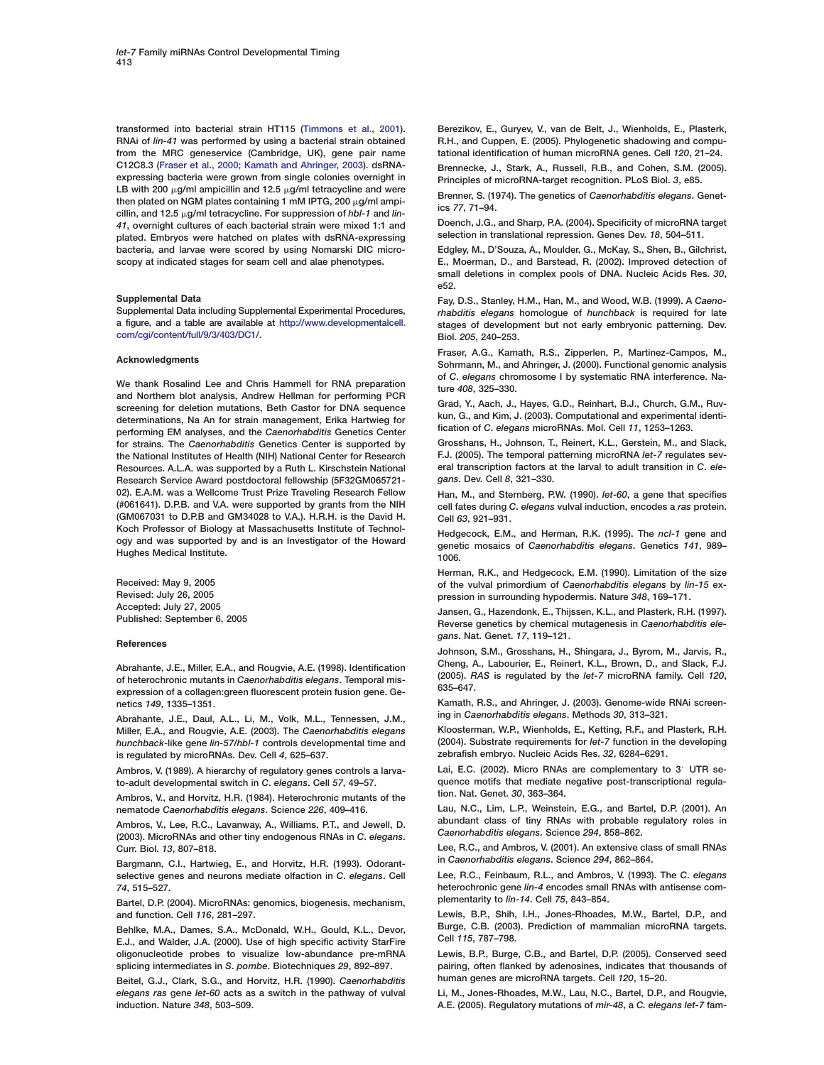transformed into bacterial strain HT115 (Timmons et al., 2001). RNAi of *lin-41* was performed by using a bacterial strain obtained from the MRC geneservice (Cambridge, UK), gene pair name C12C8.3 (Fraser et al., 2000; Kamath and Ahringer, 2003). dsRNA-expressing bacteria were grown from single colonies overnight in LB with 200 μg/ml ampicillin and 12.5 μg/ml tetracycline and were then plated on NGM plates containing 1 mM IPTG, 200 μg/ml ampicillin, and 12.5 μg/ml tetracycline. For suppression of *hbl-1* and *lin-41*, overnight cultures of each bacterial strain were mixed 1:1 and plated. Embryos were hatched on plates with dsRNA-expressing bacteria, and larvae were scored by using Nomarski DIC microscopy at indicated stages for seam cell and alae phenotypes.

### Supplemental Data

Supplemental Data including Supplemental Experimental Procedures, a figure, and a table are available at http://www.developmentalcell.com/cgi/content/full/9/3/403/DC1/.

### Acknowledgments

We thank Rosalind Lee and Chris Hammell for RNA preparation and Northern blot analysis, Andrew Hellman for performing PCR screening for deletion mutations, Beth Castor for DNA sequence determinations, Na An for strain management, Erika Hartwieg for performing EM analyses, and the *Caenorhabditis* Genetics Center for strains. The *Caenorhabditis* Genetics Center is supported by the National Institutes of Health (NIH) National Center for Research Resources. A.L.A. was supported by a Ruth L. Kirschstein National Research Service Award postdoctoral fellowship (5F32GM065721-02). E.A.M. was a Wellcome Trust Prize Traveling Research Fellow (#061641). D.P.B. and V.A. were supported by grants from the NIH (GM067031 to D.P.B and GM34028 to V.A.). H.R.H. is the David H. Koch Professor of Biology at Massachusetts Institute of Technology and was supported by and is an Investigator of the Howard Hughes Medical Institute.

Received: May 9, 2005
Revised: July 26, 2005
Accepted: July 27, 2005
Published: September 6, 2005

### References

Abrahante, J.E., Miller, E.A., and Rougvie, A.E. (1998). Identification of heterochronic mutants in *Caenorhabditis elegans*. Temporal misexpression of a collagen:green fluorescent protein fusion gene. Genetics *149*, 1335–1351.

Abrahante, J.E., Daul, A.L., Li, M., Volk, M.L., Tennessen, J.M., Miller, E.A., and Rougvie, A.E. (2003). The *Caenorhabditis elegans hunchback*-like gene *lin-57/hbl-1* controls developmental time and is regulated by microRNAs. Dev. Cell *4*, 625–637.

Ambros, V. (1989). A hierarchy of regulatory genes controls a larva-to-adult developmental switch in *C. elegans*. Cell *57*, 49–57.

Ambros, V., and Horvitz, H.R. (1984). Heterochronic mutants of the nematode *Caenorhabditis elegans*. Science *226*, 409–416.

Ambros, V., Lee, R.C., Lavanway, A., Williams, P.T., and Jewell, D. (2003). MicroRNAs and other tiny endogenous RNAs in *C. elegans*. Curr. Biol. *13*, 807–818.

Bargmann, C.I., Hartwieg, E., and Horvitz, H.R. (1993). Odorant-selective genes and neurons mediate olfaction in *C. elegans*. Cell *74*, 515–527.

Bartel, D.P. (2004). MicroRNAs: genomics, biogenesis, mechanism, and function. Cell *116*, 281–297.

Behlke, M.A., Dames, S.A., McDonald, W.H., Gould, K.L., Devor, E.J., and Walder, J.A. (2000). Use of high specificity StarFire oligonucleotide probes to visualize low-abundance pre-mRNA splicing intermediates in *S. pombe*. Biotechniques *29*, 892–897.

Beitel, G.J., Clark, S.G., and Horvitz, H.R. (1990). *Caenorhabditis elegans ras* gene *let-60* acts as a switch in the pathway of vulval induction. Nature *348*, 503–509.

Berezikov, E., Guryev, V., van de Belt, J., Wienholds, E., Plasterk, R.H., and Cuppen, E. (2005). Phylogenetic shadowing and computational identification of human microRNA genes. Cell *120*, 21–24.

Brennecke, J., Stark, A., Russell, R.B., and Cohen, S.M. (2005). Principles of microRNA-target recognition. PLoS Biol. *3*, e85.

Brenner, S. (1974). The genetics of *Caenorhabditis elegans*. Genetics *77*, 71–94.

Doench, J.G., and Sharp, P.A. (2004). Specificity of microRNA target selection in translational repression. Genes Dev. *18*, 504–511.

Edgley, M., D'Souza, A., Moulder, G., McKay, S., Shen, B., Gilchrist, E., Moerman, D., and Barstead, R. (2002). Improved detection of small deletions in complex pools of DNA. Nucleic Acids Res. *30*, e52.

Fay, D.S., Stanley, H.M., Han, M., and Wood, W.B. (1999). A *Caenorhabditis elegans* homologue of *hunchback* is required for late stages of development but not early embryonic patterning. Dev. Biol. *205*, 240–253.

Fraser, A.G., Kamath, R.S., Zipperlen, P., Martinez-Campos, M., Sohrmann, M., and Ahringer, J. (2000). Functional genomic analysis of *C. elegans* chromosome I by systematic RNA interference. Nature *408*, 325–330.

Grad, Y., Aach, J., Hayes, G.D., Reinhart, B.J., Church, G.M., Ruvkun, G., and Kim, J. (2003). Computational and experimental identification of *C. elegans* microRNAs. Mol. Cell *11*, 1253–1263.

Grosshans, H., Johnson, T., Reinert, K.L., Gerstein, M., and Slack, F.J. (2005). The temporal patterning microRNA *let-7* regulates several transcription factors at the larval to adult transition in *C. elegans*. Dev. Cell *8*, 321–330.

Han, M., and Sternberg, P.W. (1990). *let-60*, a gene that specifies cell fates during *C. elegans* vulval induction, encodes a *ras* protein. Cell *63*, 921–931.

Hedgecock, E.M., and Herman, R.K. (1995). The *ncl-1* gene and genetic mosaics of *Caenorhabditis elegans*. Genetics *141*, 989–1006.

Herman, R.K., and Hedgecock, E.M. (1990). Limitation of the size of the vulval primordium of *Caenorhabditis elegans* by *lin-15* expression in surrounding hypodermis. Nature *348*, 169–171.

Jansen, G., Hazendonk, E., Thijssen, K.L., and Plasterk, R.H. (1997). Reverse genetics by chemical mutagenesis in *Caenorhabditis elegans*. Nat. Genet. *17*, 119–121.

Johnson, S.M., Grosshans, H., Shingara, J., Byrom, M., Jarvis, R., Cheng, A., Labourier, E., Reinert, K.L., Brown, D., and Slack, F.J. (2005). *RAS* is regulated by the *let-7* microRNA family. Cell *120*, 635–647.

Kamath, R.S., and Ahringer, J. (2003). Genome-wide RNAi screening in *Caenorhabditis elegans*. Methods *30*, 313–321.

Kloosterman, W.P., Wienholds, E., Ketting, R.F., and Plasterk, R.H. (2004). Substrate requirements for *let-7* function in the developing zebrafish embryo. Nucleic Acids Res. *32*, 6284–6291.

Lai, E.C. (2002). Micro RNAs are complementary to 3′ UTR sequence motifs that mediate negative post-transcriptional regulation. Nat. Genet. *30*, 363–364.

Lau, N.C., Lim, L.P., Weinstein, E.G., and Bartel, D.P. (2001). An abundant class of tiny RNAs with probable regulatory roles in *Caenorhabditis elegans*. Science *294*, 858–862.

Lee, R.C., and Ambros, V. (2001). An extensive class of small RNAs in *Caenorhabditis elegans*. Science *294*, 862–864.

Lee, R.C., Feinbaum, R.L., and Ambros, V. (1993). The *C. elegans* heterochronic gene *lin-4* encodes small RNAs with antisense complementarity to *lin-14*. Cell *75*, 843–854.

Lewis, B.P., Shih, I.H., Jones-Rhoades, M.W., Bartel, D.P., and Burge, C.B. (2003). Prediction of mammalian microRNA targets. Cell *115*, 787–798.

Lewis, B.P., Burge, C.B., and Bartel, D.P. (2005). Conserved seed pairing, often flanked by adenosines, indicates that thousands of human genes are microRNA targets. Cell *120*, 15–20.

Li, M., Jones-Rhoades, M.W., Lau, N.C., Bartel, D.P., and Rougvie, A.E. (2005). Regulatory mutations of *mir-48*, a *C. elegans let-7* fam-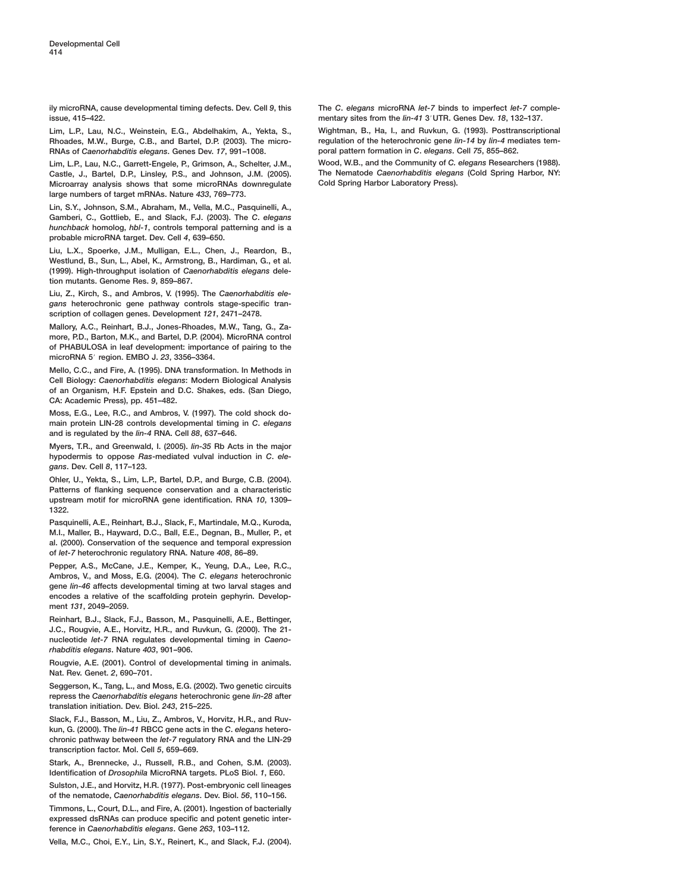ily microRNA, cause developmental timing defects. Dev. Cell *9*, this issue, 415–422.

Lim, L.P., Lau, N.C., Weinstein, E.G., Abdelhakim, A., Yekta, S., Rhoades, M.W., Burge, C.B., and Bartel, D.P. (2003). The microRNAs of *Caenorhabditis elegans*. Genes Dev. *17*, 991–1008.

Lim, L.P., Lau, N.C., Garrett-Engele, P., Grimson, A., Schelter, J.M., Castle, J., Bartel, D.P., Linsley, P.S., and Johnson, J.M. (2005). Microarray analysis shows that some microRNAs downregulate large numbers of target mRNAs. Nature *433*, 769–773.

Lin, S.Y., Johnson, S.M., Abraham, M., Vella, M.C., Pasquinelli, A., Gamberi, C., Gottlieb, E., and Slack, F.J. (2003). The *C. elegans hunchback* homolog, *hbl-1*, controls temporal patterning and is a probable microRNA target. Dev. Cell *4*, 639–650.

Liu, L.X., Spoerke, J.M., Mulligan, E.L., Chen, J., Reardon, B., Westlund, B., Sun, L., Abel, K., Armstrong, B., Hardiman, G., et al. (1999). High-throughput isolation of *Caenorhabditis elegans* deletion mutants. Genome Res. *9*, 859–867.

Liu, Z., Kirch, S., and Ambros, V. (1995). The *Caenorhabditis elegans* heterochronic gene pathway controls stage-specific transcription of collagen genes. Development *121*, 2471–2478.

Mallory, A.C., Reinhart, B.J., Jones-Rhoades, M.W., Tang, G., Zamore, P.D., Barton, M.K., and Bartel, D.P. (2004). MicroRNA control of PHABULOSA in leaf development: importance of pairing to the microRNA 5′ region. EMBO J. *23*, 3356–3364.

Mello, C.C., and Fire, A. (1995). DNA transformation. In Methods in Cell Biology: *Caenorhabditis elegans*: Modern Biological Analysis of an Organism, H.F. Epstein and D.C. Shakes, eds. (San Diego, CA: Academic Press), pp. 451–482.

Moss, E.G., Lee, R.C., and Ambros, V. (1997). The cold shock domain protein LIN-28 controls developmental timing in *C. elegans* and is regulated by the *lin-4* RNA. Cell *88*, 637–646.

Myers, T.R., and Greenwald, I. (2005). *lin-35* Rb Acts in the major hypodermis to oppose *Ras*-mediated vulval induction in *C. elegans*. Dev. Cell *8*, 117–123.

Ohler, U., Yekta, S., Lim, L.P., Bartel, D.P., and Burge, C.B. (2004). Patterns of flanking sequence conservation and a characteristic upstream motif for microRNA gene identification. RNA *10*, 1309–1322.

Pasquinelli, A.E., Reinhart, B.J., Slack, F., Martindale, M.Q., Kuroda, M.I., Maller, B., Hayward, D.C., Ball, E.E., Degnan, B., Muller, P., et al. (2000). Conservation of the sequence and temporal expression of *let-7* heterochronic regulatory RNA. Nature *408*, 86–89.

Pepper, A.S., McCane, J.E., Kemper, K., Yeung, D.A., Lee, R.C., Ambros, V., and Moss, E.G. (2004). The *C. elegans* heterochronic gene *lin-46* affects developmental timing at two larval stages and encodes a relative of the scaffolding protein gephyrin. Development *131*, 2049–2059.

Reinhart, B.J., Slack, F.J., Basson, M., Pasquinelli, A.E., Bettinger, J.C., Rougvie, A.E., Horvitz, H.R., and Ruvkun, G. (2000). The 21-nucleotide *let-7* RNA regulates developmental timing in *Caenorhabditis elegans*. Nature *403*, 901–906.

Rougvie, A.E. (2001). Control of developmental timing in animals. Nat. Rev. Genet. *2*, 690–701.

Seggerson, K., Tang, L., and Moss, E.G. (2002). Two genetic circuits repress the *Caenorhabditis elegans* heterochronic gene *lin-28* after translation initiation. Dev. Biol. *243*, 215–225.

Slack, F.J., Basson, M., Liu, Z., Ambros, V., Horvitz, H.R., and Ruvkun, G. (2000). The *lin-41* RBCC gene acts in the *C. elegans* heterochronic pathway between the *let-7* regulatory RNA and the LIN-29 transcription factor. Mol. Cell *5*, 659–669.

Stark, A., Brennecke, J., Russell, R.B., and Cohen, S.M. (2003). Identification of *Drosophila* MicroRNA targets. PLoS Biol. *1*, E60.

Sulston, J.E., and Horvitz, H.R. (1977). Post-embryonic cell lineages of the nematode, *Caenorhabditis elegans*. Dev. Biol. *56*, 110–156.

Timmons, L., Court, D.L., and Fire, A. (2001). Ingestion of bacterially expressed dsRNAs can produce specific and potent genetic interference in *Caenorhabditis elegans*. Gene *263*, 103–112.

Vella, M.C., Choi, E.Y., Lin, S.Y., Reinert, K., and Slack, F.J. (2004). The *C. elegans* microRNA *let-7* binds to imperfect *let-7* complementary sites from the *lin-41* 3′UTR. Genes Dev. *18*, 132–137.

Wightman, B., Ha, I., and Ruvkun, G. (1993). Posttranscriptional regulation of the heterochronic gene *lin-14* by *lin-4* mediates temporal pattern formation in *C. elegans*. Cell *75*, 855–862.

Wood, W.B., and the Community of *C. elegans* Researchers (1988). The Nematode *Caenorhabditis elegans* (Cold Spring Harbor, NY: Cold Spring Harbor Laboratory Press).